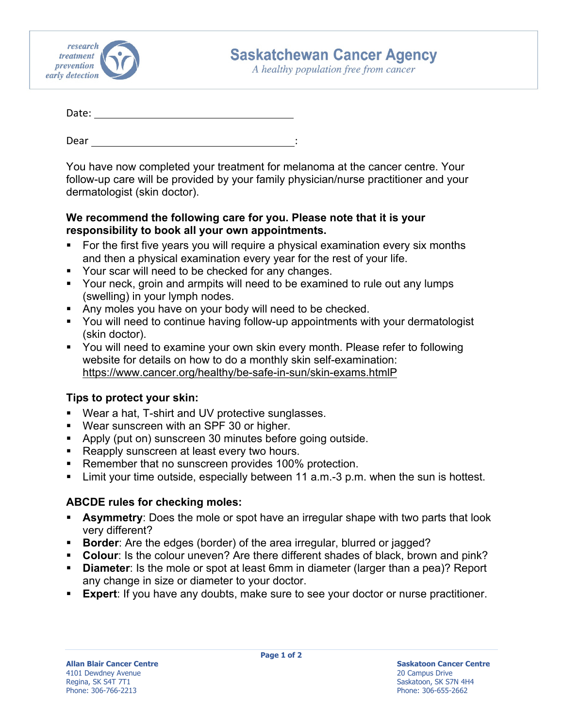research
treatment
prevention
early detection

# Saskatchewan Cancer Agency

*A healthy population free from cancer*

Date: ____________________________________

Dear ____________________________________:

You have now completed your treatment for melanoma at the cancer centre. Your follow-up care will be provided by your family physician/nurse practitioner and your dermatologist (skin doctor).

**We recommend the following care for you. Please note that it is your responsibility to book all your own appointments.**

- For the first five years you will require a physical examination every six months and then a physical examination every year for the rest of your life.
- Your scar will need to be checked for any changes.
- Your neck, groin and armpits will need to be examined to rule out any lumps (swelling) in your lymph nodes.
- Any moles you have on your body will need to be checked.
- You will need to continue having follow-up appointments with your dermatologist (skin doctor).
- You will need to examine your own skin every month. Please refer to following website for details on how to do a monthly skin self-examination: https://www.cancer.org/healthy/be-safe-in-sun/skin-exams.htmlP

**Tips to protect your skin:**

- Wear a hat, T-shirt and UV protective sunglasses.
- Wear sunscreen with an SPF 30 or higher.
- Apply (put on) sunscreen 30 minutes before going outside.
- Reapply sunscreen at least every two hours.
- Remember that no sunscreen provides 100% protection.
- Limit your time outside, especially between 11 a.m.-3 p.m. when the sun is hottest.

**ABCDE rules for checking moles:**

- **Asymmetry**: Does the mole or spot have an irregular shape with two parts that look very different?
- **Border**: Are the edges (border) of the area irregular, blurred or jagged?
- **Colour**: Is the colour uneven? Are there different shades of black, brown and pink?
- **Diameter**: Is the mole or spot at least 6mm in diameter (larger than a pea)? Report any change in size or diameter to your doctor.
- **Expert**: If you have any doubts, make sure to see your doctor or nurse practitioner.

**Allan Blair Cancer Centre**
4101 Dewdney Avenue
Regina, SK S4T 7T1
Phone: 306-766-2213

**Saskatoon Cancer Centre**
20 Campus Drive
Saskatoon, SK S7N 4H4
Phone: 306-655-2662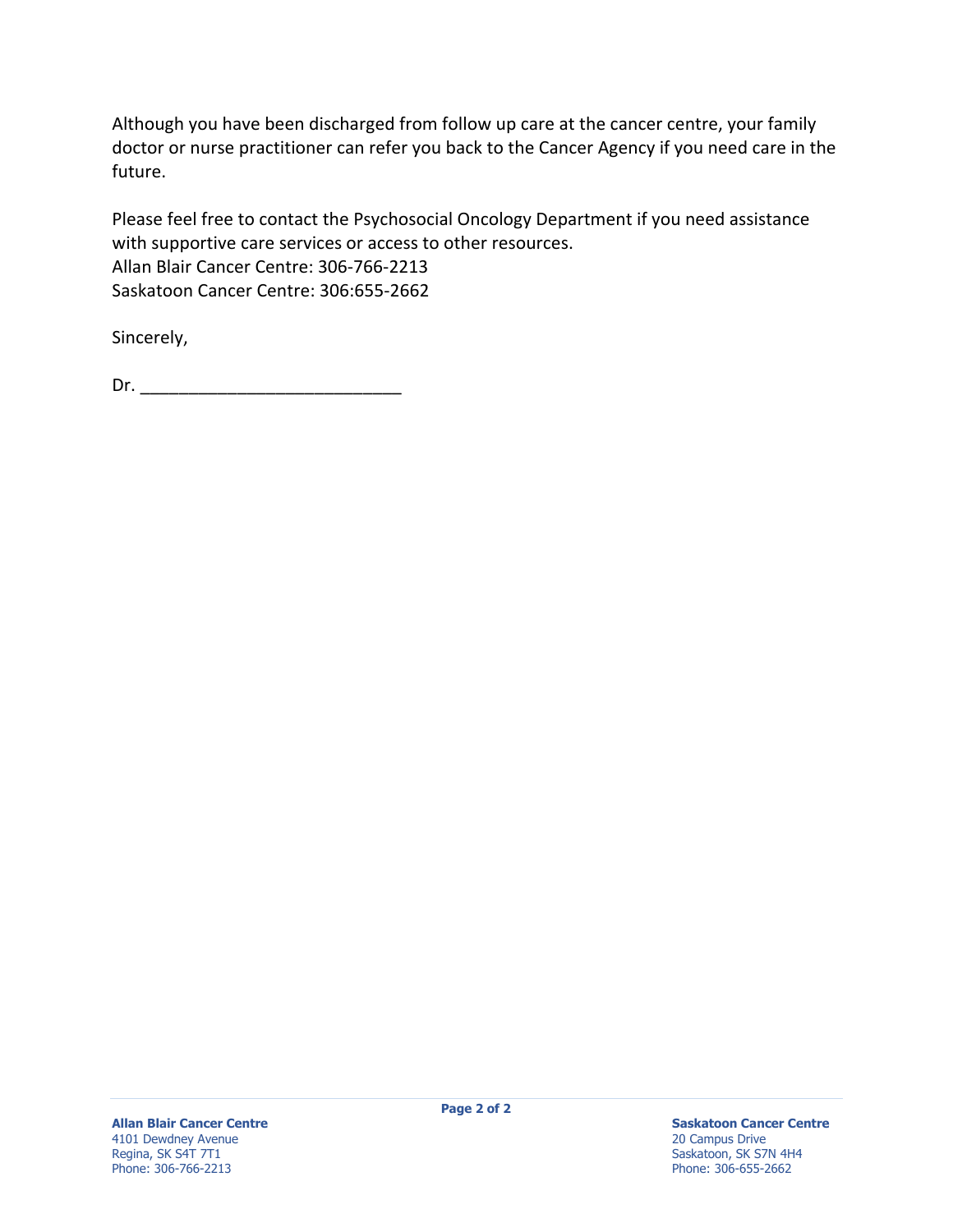Although you have been discharged from follow up care at the cancer centre, your family doctor or nurse practitioner can refer you back to the Cancer Agency if you need care in the future.

Please feel free to contact the Psychosocial Oncology Department if you need assistance with supportive care services or access to other resources.
Allan Blair Cancer Centre: 306-766-2213
Saskatoon Cancer Centre: 306:655-2662

Sincerely,

Dr. ___________________________